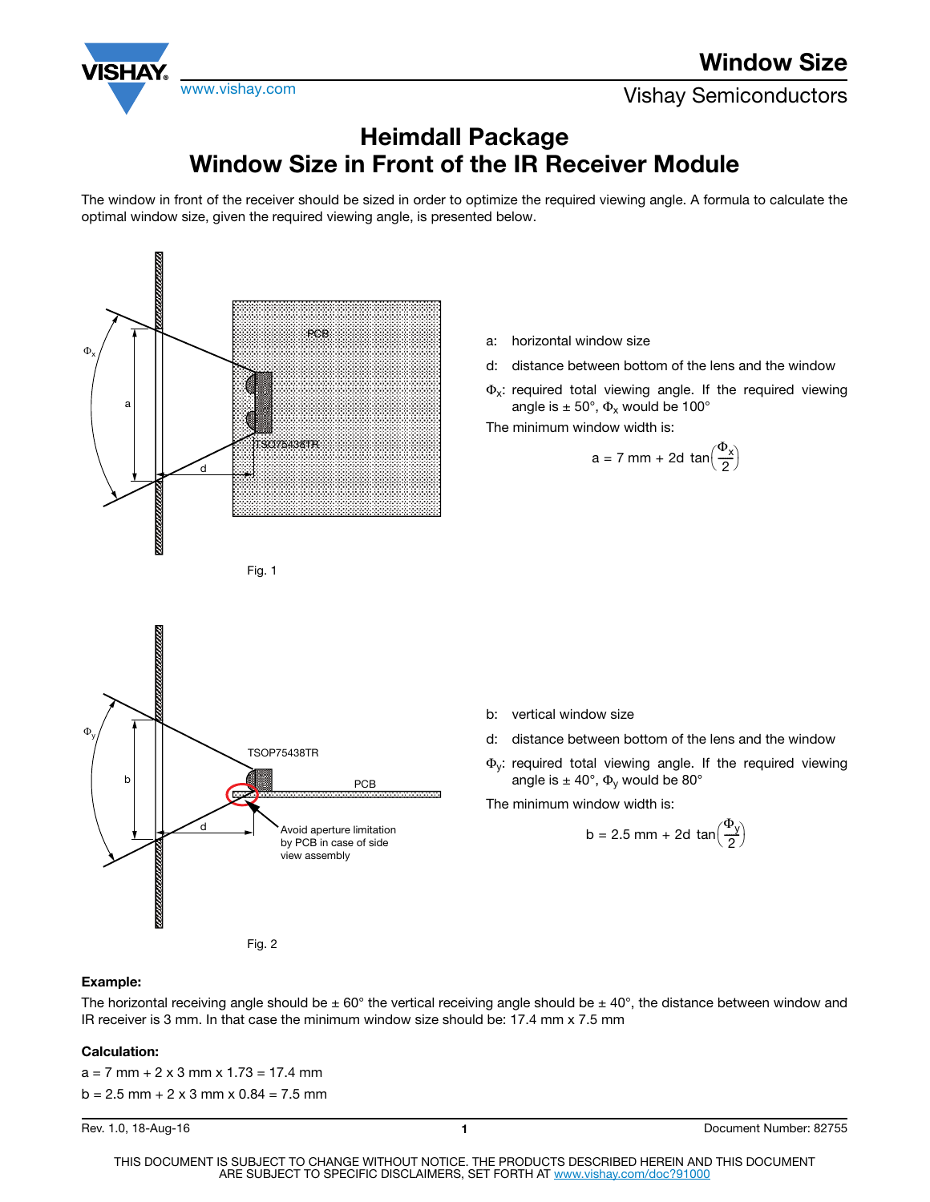# Heimdall Package
# Window Size in Front of the IR Receiver Module

The window in front of the receiver should be sized in order to optimize the required viewing angle. A formula to calculate the optimal window size, given the required viewing angle, is presented below.

Fig. 1

- a: horizontal window size
- d: distance between bottom of the lens and the window
- $\Phi_x$: required total viewing angle. If the required viewing angle is ± 50°, $\Phi_x$ would be 100°

The minimum window width is:

$$a = 7\text{ mm} + 2d\ \tan\left(\frac{\Phi_x}{2}\right)$$

Fig. 2

- b: vertical window size
- d: distance between bottom of the lens and the window
- $\Phi_y$: required total viewing angle. If the required viewing angle is ± 40°, $\Phi_y$ would be 80°

The minimum window width is:

$$b = 2.5\text{ mm} + 2d\ \tan\left(\frac{\Phi_y}{2}\right)$$

**Example:**

The horizontal receiving angle should be ± 60° the vertical receiving angle should be ± 40°, the distance between window and IR receiver is 3 mm. In that case the minimum window size should be: 17.4 mm x 7.5 mm

**Calculation:**

a = 7 mm + 2 x 3 mm x 1.73 = 17.4 mm

b = 2.5 mm + 2 x 3 mm x 0.84 = 7.5 mm

Rev. 1.0, 18-Aug-16

Document Number: 82755

THIS DOCUMENT IS SUBJECT TO CHANGE WITHOUT NOTICE. THE PRODUCTS DESCRIBED HEREIN AND THIS DOCUMENT ARE SUBJECT TO SPECIFIC DISCLAIMERS, SET FORTH AT www.vishay.com/doc?91000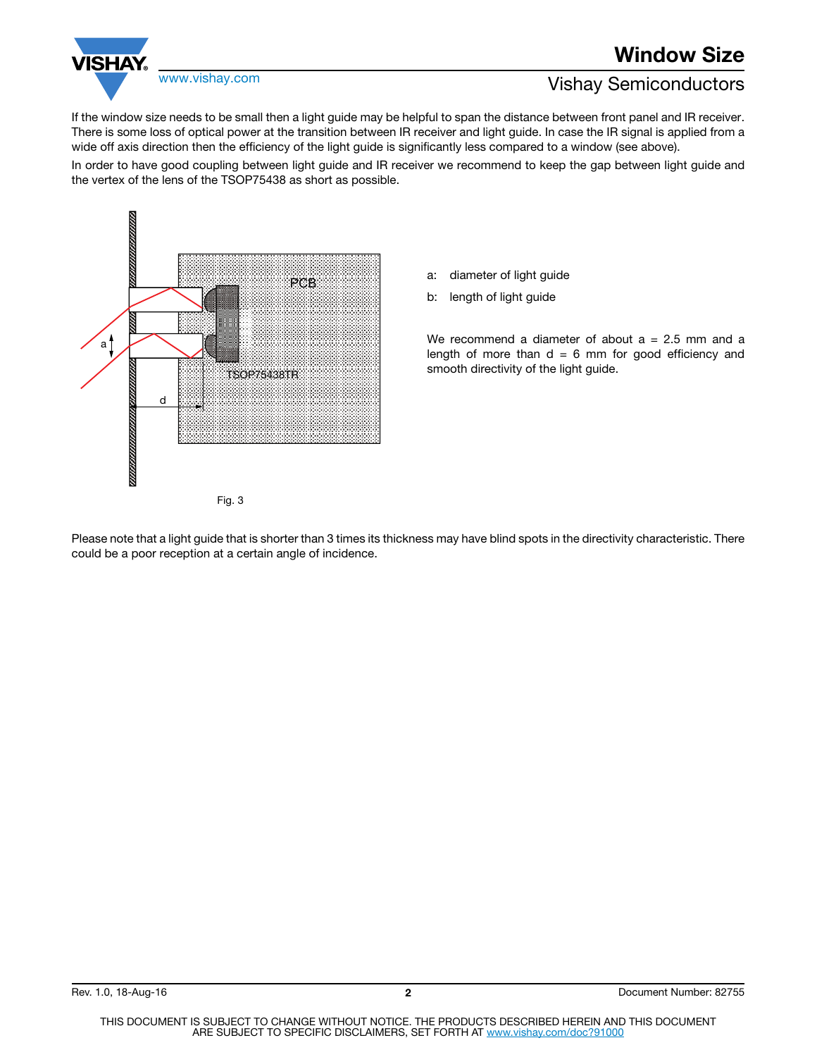If the window size needs to be small then a light guide may be helpful to span the distance between front panel and IR receiver. There is some loss of optical power at the transition between IR receiver and light guide. In case the IR signal is applied from a wide off axis direction then the efficiency of the light guide is significantly less compared to a window (see above).

In order to have good coupling between light guide and IR receiver we recommend to keep the gap between light guide and the vertex of the lens of the TSOP75438 as short as possible.

PCB

a

d

TSOP75438TR

Fig. 3

a: diameter of light guide

b: length of light guide

We recommend a diameter of about a = 2.5 mm and a length of more than d = 6 mm for good efficiency and smooth directivity of the light guide.

Please note that a light guide that is shorter than 3 times its thickness may have blind spots in the directivity characteristic. There could be a poor reception at a certain angle of incidence.